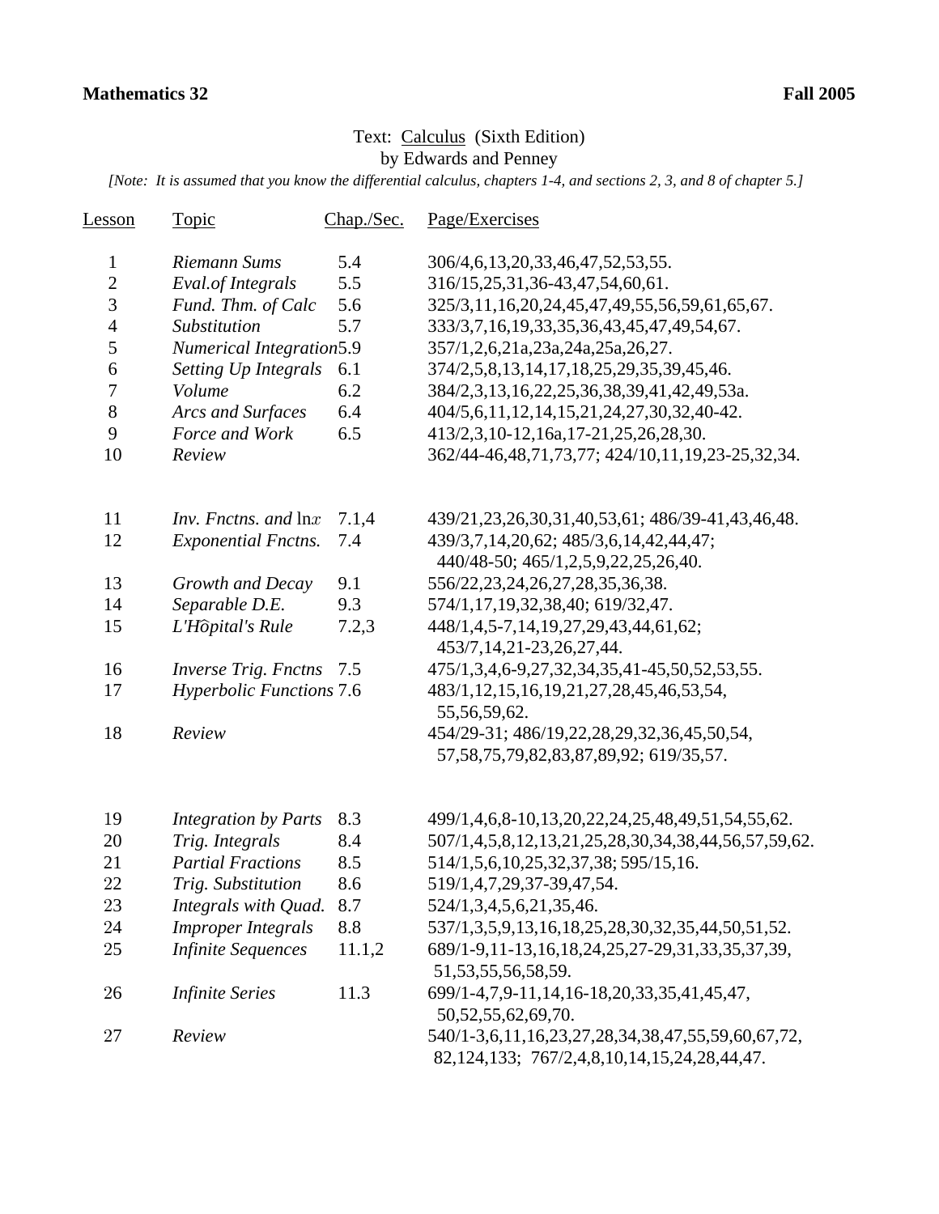**Mathematics 32** **Fall 2005**

Text: <u>Calculus</u> (Sixth Edition)
by Edwards and Penney

*[Note: It is assumed that you know the differential calculus, chapters 1-4, and sections 2, 3, and 8 of chapter 5.]*

| Lesson | Topic | Chap./Sec. | Page/Exercises |
|---|---|---|---|
| 1 | *Riemann Sums* | 5.4 | 306/4,6,13,20,33,46,47,52,53,55. |
| 2 | *Eval.of Integrals* | 5.5 | 316/15,25,31,36-43,47,54,60,61. |
| 3 | *Fund. Thm. of Calc* | 5.6 | 325/3,11,16,20,24,45,47,49,55,56,59,61,65,67. |
| 4 | *Substitution* | 5.7 | 333/3,7,16,19,33,35,36,43,45,47,49,54,67. |
| 5 | *Numerical Integration* | 5.9 | 357/1,2,6,21a,23a,24a,25a,26,27. |
| 6 | *Setting Up Integrals* | 6.1 | 374/2,5,8,13,14,17,18,25,29,35,39,45,46. |
| 7 | *Volume* | 6.2 | 384/2,3,13,16,22,25,36,38,39,41,42,49,53a. |
| 8 | *Arcs and Surfaces* | 6.4 | 404/5,6,11,12,14,15,21,24,27,30,32,40-42. |
| 9 | *Force and Work* | 6.5 | 413/2,3,10-12,16a,17-21,25,26,28,30. |
| 10 | *Review* | | 362/44-46,48,71,73,77; 424/10,11,19,23-25,32,34. |
| | | | |
| 11 | *Inv. Fnctns. and* $\ln x$ | 7.1,4 | 439/21,23,26,30,31,40,53,61; 486/39-41,43,46,48. |
| 12 | *Exponential Fnctns.* | 7.4 | 439/3,7,14,20,62; 485/3,6,14,42,44,47; 440/48-50; 465/1,2,5,9,22,25,26,40. |
| 13 | *Growth and Decay* | 9.1 | 556/22,23,24,26,27,28,35,36,38. |
| 14 | *Separable D.E.* | 9.3 | 574/1,17,19,32,38,40; 619/32,47. |
| 15 | *L'Hôpital's Rule* | 7.2,3 | 448/1,4,5-7,14,19,27,29,43,44,61,62; 453/7,14,21-23,26,27,44. |
| 16 | *Inverse Trig. Fnctns* | 7.5 | 475/1,3,4,6-9,27,32,34,35,41-45,50,52,53,55. |
| 17 | *Hyperbolic Functions* | 7.6 | 483/1,12,15,16,19,21,27,28,45,46,53,54, 55,56,59,62. |
| 18 | *Review* | | 454/29-31; 486/19,22,28,29,32,36,45,50,54, 57,58,75,79,82,83,87,89,92; 619/35,57. |
| | | | |
| 19 | *Integration by Parts* | 8.3 | 499/1,4,6,8-10,13,20,22,24,25,48,49,51,54,55,62. |
| 20 | *Trig. Integrals* | 8.4 | 507/1,4,5,8,12,13,21,25,28,30,34,38,44,56,57,59,62. |
| 21 | *Partial Fractions* | 8.5 | 514/1,5,6,10,25,32,37,38; 595/15,16. |
| 22 | *Trig. Substitution* | 8.6 | 519/1,4,7,29,37-39,47,54. |
| 23 | *Integrals with Quad.* | 8.7 | 524/1,3,4,5,6,21,35,46. |
| 24 | *Improper Integrals* | 8.8 | 537/1,3,5,9,13,16,18,25,28,30,32,35,44,50,51,52. |
| 25 | *Infinite Sequences* | 11.1,2 | 689/1-9,11-13,16,18,24,25,27-29,31,33,35,37,39, 51,53,55,56,58,59. |
| 26 | *Infinite Series* | 11.3 | 699/1-4,7,9-11,14,16-18,20,33,35,41,45,47, 50,52,55,62,69,70. |
| 27 | *Review* | | 540/1-3,6,11,16,23,27,28,34,38,47,55,59,60,67,72, 82,124,133; 767/2,4,8,10,14,15,24,28,44,47. |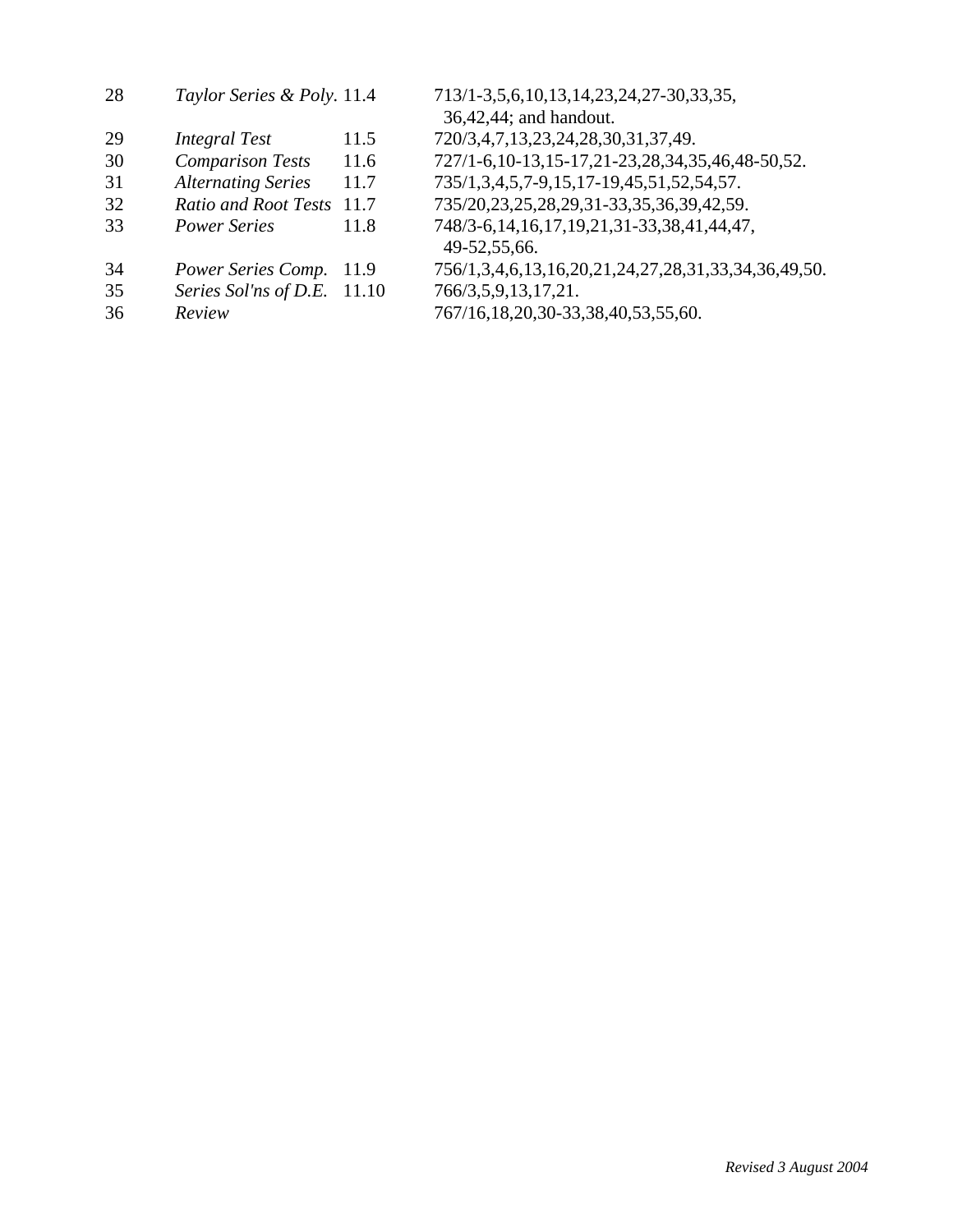| | | | |
|---|---|---|---|
| 28 | *Taylor Series & Poly.* | 11.4 | 713/1-3,5,6,10,13,14,23,24,27-30,33,35, 36,42,44; and handout. |
| 29 | *Integral Test* | 11.5 | 720/3,4,7,13,23,24,28,30,31,37,49. |
| 30 | *Comparison Tests* | 11.6 | 727/1-6,10-13,15-17,21-23,28,34,35,46,48-50,52. |
| 31 | *Alternating Series* | 11.7 | 735/1,3,4,5,7-9,15,17-19,45,51,52,54,57. |
| 32 | *Ratio and Root Tests* | 11.7 | 735/20,23,25,28,29,31-33,35,36,39,42,59. |
| 33 | *Power Series* | 11.8 | 748/3-6,14,16,17,19,21,31-33,38,41,44,47, 49-52,55,66. |
| 34 | *Power Series Comp.* | 11.9 | 756/1,3,4,6,13,16,20,21,24,27,28,31,33,34,36,49,50. |
| 35 | *Series Sol'ns of D.E.* | 11.10 | 766/3,5,9,13,17,21. |
| 36 | *Review* | | 767/16,18,20,30-33,38,40,53,55,60. |

*Revised 3 August 2004*